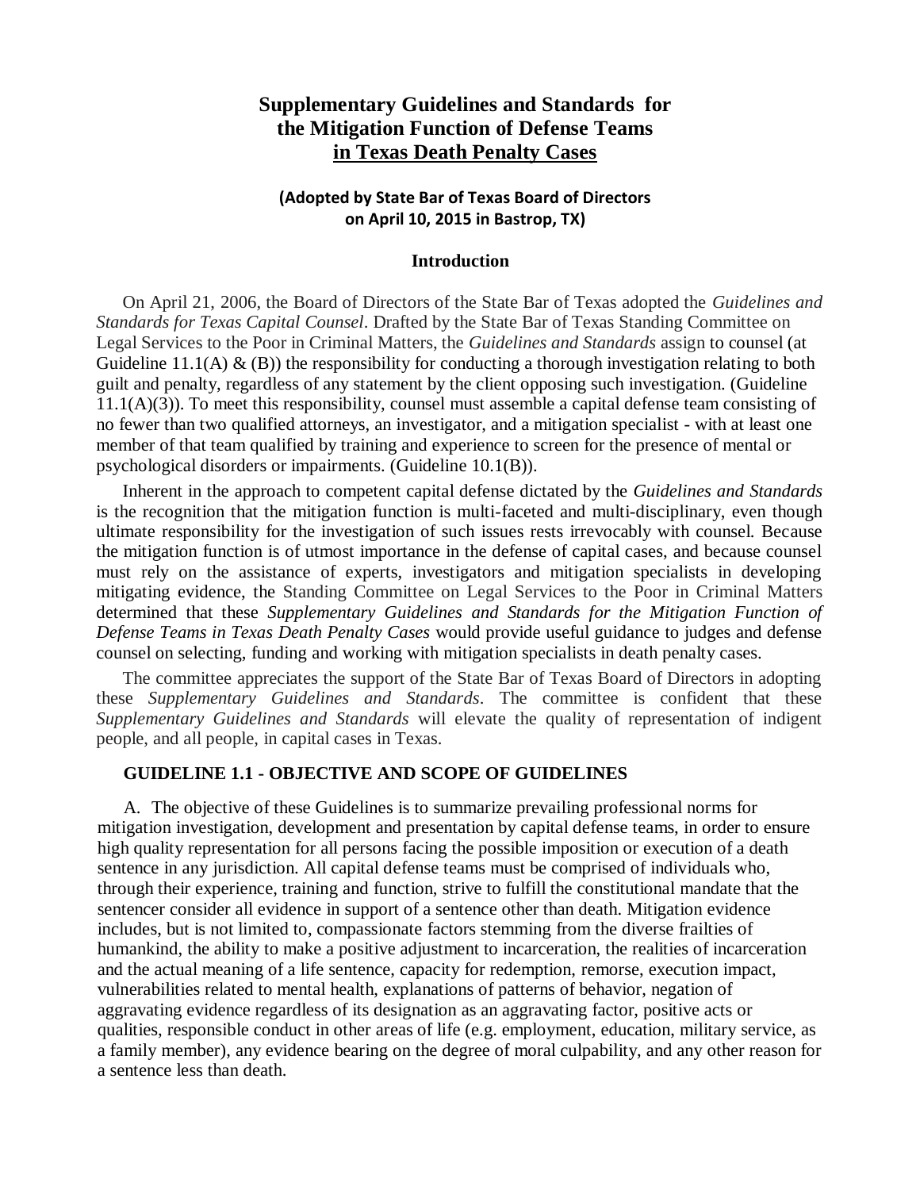# Supplementary Guidelines and Standards for the Mitigation Function of Defense Teams in Texas Death Penalty Cases

**(Adopted by State Bar of Texas Board of Directors on April 10, 2015 in Bastrop, TX)**

## Introduction

On April 21, 2006, the Board of Directors of the State Bar of Texas adopted the *Guidelines and Standards for Texas Capital Counsel*. Drafted by the State Bar of Texas Standing Committee on Legal Services to the Poor in Criminal Matters, the *Guidelines and Standards* assign to counsel (at Guideline 11.1(A) & (B)) the responsibility for conducting a thorough investigation relating to both guilt and penalty, regardless of any statement by the client opposing such investigation. (Guideline 11.1(A)(3)). To meet this responsibility, counsel must assemble a capital defense team consisting of no fewer than two qualified attorneys, an investigator, and a mitigation specialist - with at least one member of that team qualified by training and experience to screen for the presence of mental or psychological disorders or impairments. (Guideline 10.1(B)).

Inherent in the approach to competent capital defense dictated by the *Guidelines and Standards* is the recognition that the mitigation function is multi-faceted and multi-disciplinary, even though ultimate responsibility for the investigation of such issues rests irrevocably with counsel. Because the mitigation function is of utmost importance in the defense of capital cases, and because counsel must rely on the assistance of experts, investigators and mitigation specialists in developing mitigating evidence, the Standing Committee on Legal Services to the Poor in Criminal Matters determined that these *Supplementary Guidelines and Standards for the Mitigation Function of Defense Teams in Texas Death Penalty Cases* would provide useful guidance to judges and defense counsel on selecting, funding and working with mitigation specialists in death penalty cases.

The committee appreciates the support of the State Bar of Texas Board of Directors in adopting these *Supplementary Guidelines and Standards*. The committee is confident that these *Supplementary Guidelines and Standards* will elevate the quality of representation of indigent people, and all people, in capital cases in Texas.

### GUIDELINE 1.1 - OBJECTIVE AND SCOPE OF GUIDELINES

A. The objective of these Guidelines is to summarize prevailing professional norms for mitigation investigation, development and presentation by capital defense teams, in order to ensure high quality representation for all persons facing the possible imposition or execution of a death sentence in any jurisdiction. All capital defense teams must be comprised of individuals who, through their experience, training and function, strive to fulfill the constitutional mandate that the sentencer consider all evidence in support of a sentence other than death. Mitigation evidence includes, but is not limited to, compassionate factors stemming from the diverse frailties of humankind, the ability to make a positive adjustment to incarceration, the realities of incarceration and the actual meaning of a life sentence, capacity for redemption, remorse, execution impact, vulnerabilities related to mental health, explanations of patterns of behavior, negation of aggravating evidence regardless of its designation as an aggravating factor, positive acts or qualities, responsible conduct in other areas of life (e.g. employment, education, military service, as a family member), any evidence bearing on the degree of moral culpability, and any other reason for a sentence less than death.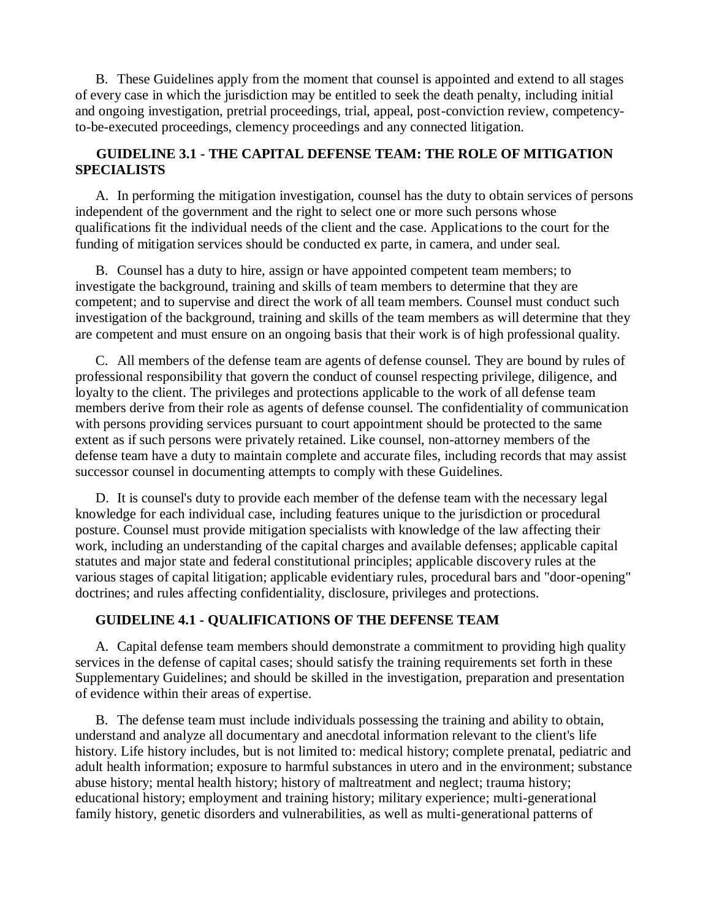B. These Guidelines apply from the moment that counsel is appointed and extend to all stages of every case in which the jurisdiction may be entitled to seek the death penalty, including initial and ongoing investigation, pretrial proceedings, trial, appeal, post-conviction review, competency-to-be-executed proceedings, clemency proceedings and any connected litigation.

### GUIDELINE 3.1 - THE CAPITAL DEFENSE TEAM: THE ROLE OF MITIGATION SPECIALISTS

A. In performing the mitigation investigation, counsel has the duty to obtain services of persons independent of the government and the right to select one or more such persons whose qualifications fit the individual needs of the client and the case. Applications to the court for the funding of mitigation services should be conducted ex parte, in camera, and under seal.

B. Counsel has a duty to hire, assign or have appointed competent team members; to investigate the background, training and skills of team members to determine that they are competent; and to supervise and direct the work of all team members. Counsel must conduct such investigation of the background, training and skills of the team members as will determine that they are competent and must ensure on an ongoing basis that their work is of high professional quality.

C. All members of the defense team are agents of defense counsel. They are bound by rules of professional responsibility that govern the conduct of counsel respecting privilege, diligence, and loyalty to the client. The privileges and protections applicable to the work of all defense team members derive from their role as agents of defense counsel. The confidentiality of communication with persons providing services pursuant to court appointment should be protected to the same extent as if such persons were privately retained. Like counsel, non-attorney members of the defense team have a duty to maintain complete and accurate files, including records that may assist successor counsel in documenting attempts to comply with these Guidelines.

D. It is counsel's duty to provide each member of the defense team with the necessary legal knowledge for each individual case, including features unique to the jurisdiction or procedural posture. Counsel must provide mitigation specialists with knowledge of the law affecting their work, including an understanding of the capital charges and available defenses; applicable capital statutes and major state and federal constitutional principles; applicable discovery rules at the various stages of capital litigation; applicable evidentiary rules, procedural bars and "door-opening" doctrines; and rules affecting confidentiality, disclosure, privileges and protections.

### GUIDELINE 4.1 - QUALIFICATIONS OF THE DEFENSE TEAM

A. Capital defense team members should demonstrate a commitment to providing high quality services in the defense of capital cases; should satisfy the training requirements set forth in these Supplementary Guidelines; and should be skilled in the investigation, preparation and presentation of evidence within their areas of expertise.

B. The defense team must include individuals possessing the training and ability to obtain, understand and analyze all documentary and anecdotal information relevant to the client's life history. Life history includes, but is not limited to: medical history; complete prenatal, pediatric and adult health information; exposure to harmful substances in utero and in the environment; substance abuse history; mental health history; history of maltreatment and neglect; trauma history; educational history; employment and training history; military experience; multi-generational family history, genetic disorders and vulnerabilities, as well as multi-generational patterns of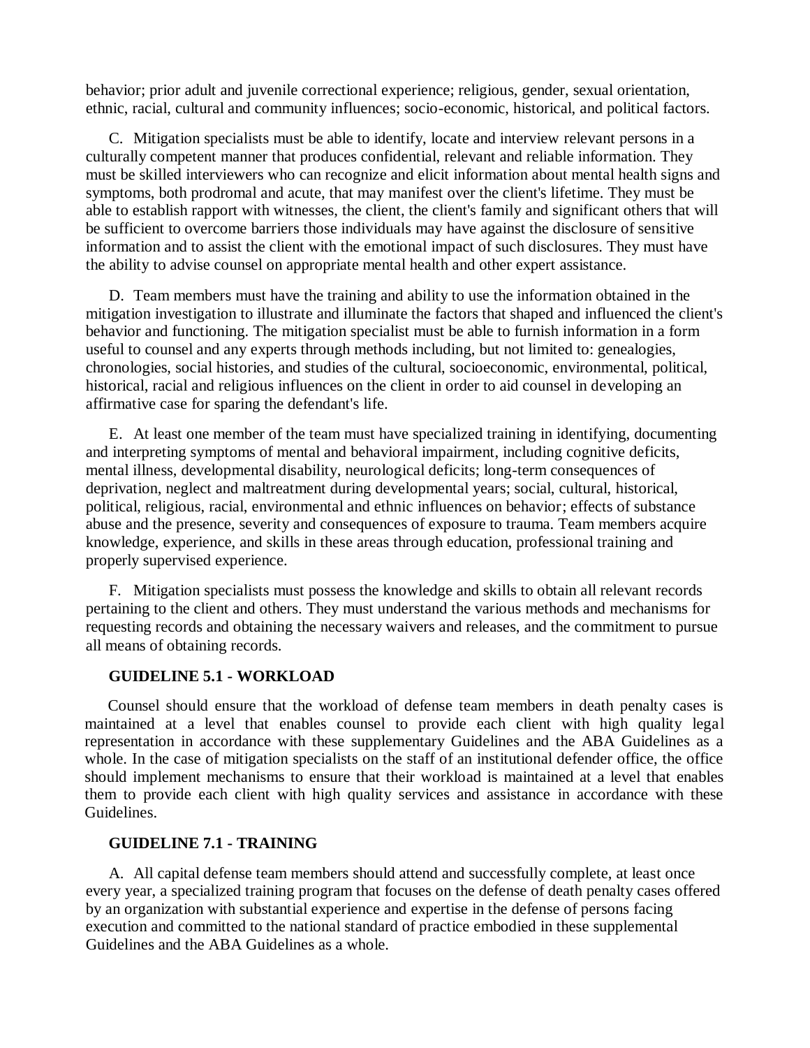behavior; prior adult and juvenile correctional experience; religious, gender, sexual orientation, ethnic, racial, cultural and community influences; socio-economic, historical, and political factors.

C. Mitigation specialists must be able to identify, locate and interview relevant persons in a culturally competent manner that produces confidential, relevant and reliable information. They must be skilled interviewers who can recognize and elicit information about mental health signs and symptoms, both prodromal and acute, that may manifest over the client's lifetime. They must be able to establish rapport with witnesses, the client, the client's family and significant others that will be sufficient to overcome barriers those individuals may have against the disclosure of sensitive information and to assist the client with the emotional impact of such disclosures. They must have the ability to advise counsel on appropriate mental health and other expert assistance.

D. Team members must have the training and ability to use the information obtained in the mitigation investigation to illustrate and illuminate the factors that shaped and influenced the client's behavior and functioning. The mitigation specialist must be able to furnish information in a form useful to counsel and any experts through methods including, but not limited to: genealogies, chronologies, social histories, and studies of the cultural, socioeconomic, environmental, political, historical, racial and religious influences on the client in order to aid counsel in developing an affirmative case for sparing the defendant's life.

E. At least one member of the team must have specialized training in identifying, documenting and interpreting symptoms of mental and behavioral impairment, including cognitive deficits, mental illness, developmental disability, neurological deficits; long-term consequences of deprivation, neglect and maltreatment during developmental years; social, cultural, historical, political, religious, racial, environmental and ethnic influences on behavior; effects of substance abuse and the presence, severity and consequences of exposure to trauma. Team members acquire knowledge, experience, and skills in these areas through education, professional training and properly supervised experience.

F. Mitigation specialists must possess the knowledge and skills to obtain all relevant records pertaining to the client and others. They must understand the various methods and mechanisms for requesting records and obtaining the necessary waivers and releases, and the commitment to pursue all means of obtaining records.

### GUIDELINE 5.1 - WORKLOAD

Counsel should ensure that the workload of defense team members in death penalty cases is maintained at a level that enables counsel to provide each client with high quality legal representation in accordance with these supplementary Guidelines and the ABA Guidelines as a whole. In the case of mitigation specialists on the staff of an institutional defender office, the office should implement mechanisms to ensure that their workload is maintained at a level that enables them to provide each client with high quality services and assistance in accordance with these Guidelines.

### GUIDELINE 7.1 - TRAINING

A. All capital defense team members should attend and successfully complete, at least once every year, a specialized training program that focuses on the defense of death penalty cases offered by an organization with substantial experience and expertise in the defense of persons facing execution and committed to the national standard of practice embodied in these supplemental Guidelines and the ABA Guidelines as a whole.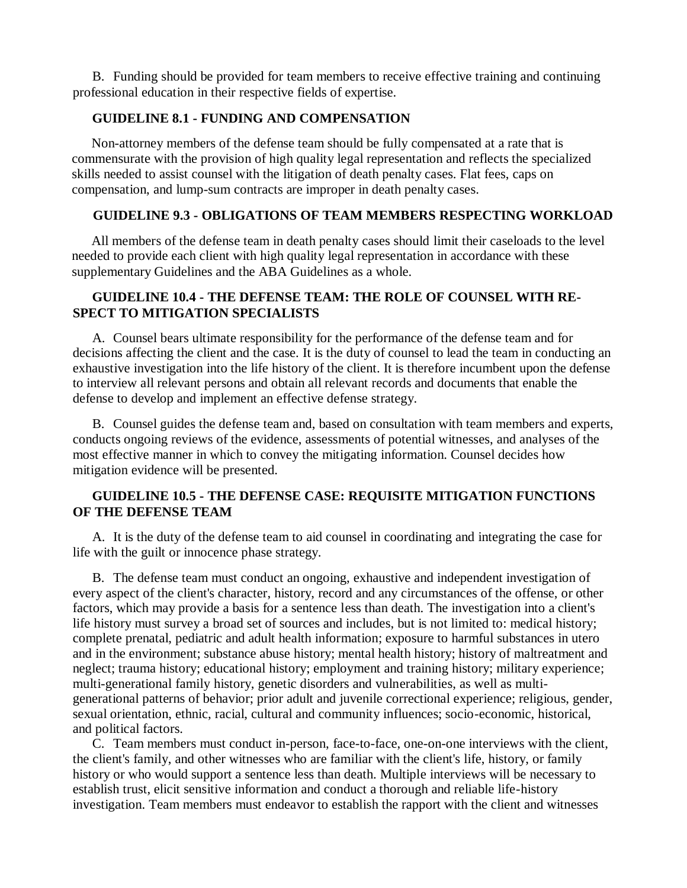B. Funding should be provided for team members to receive effective training and continuing professional education in their respective fields of expertise.

**GUIDELINE 8.1 - FUNDING AND COMPENSATION**

Non-attorney members of the defense team should be fully compensated at a rate that is commensurate with the provision of high quality legal representation and reflects the specialized skills needed to assist counsel with the litigation of death penalty cases. Flat fees, caps on compensation, and lump-sum contracts are improper in death penalty cases.

**GUIDELINE 9.3 - OBLIGATIONS OF TEAM MEMBERS RESPECTING WORKLOAD**

All members of the defense team in death penalty cases should limit their caseloads to the level needed to provide each client with high quality legal representation in accordance with these supplementary Guidelines and the ABA Guidelines as a whole.

**GUIDELINE 10.4 - THE DEFENSE TEAM: THE ROLE OF COUNSEL WITH RESPECT TO MITIGATION SPECIALISTS**

A. Counsel bears ultimate responsibility for the performance of the defense team and for decisions affecting the client and the case. It is the duty of counsel to lead the team in conducting an exhaustive investigation into the life history of the client. It is therefore incumbent upon the defense to interview all relevant persons and obtain all relevant records and documents that enable the defense to develop and implement an effective defense strategy.

B. Counsel guides the defense team and, based on consultation with team members and experts, conducts ongoing reviews of the evidence, assessments of potential witnesses, and analyses of the most effective manner in which to convey the mitigating information. Counsel decides how mitigation evidence will be presented.

**GUIDELINE 10.5 - THE DEFENSE CASE: REQUISITE MITIGATION FUNCTIONS OF THE DEFENSE TEAM**

A. It is the duty of the defense team to aid counsel in coordinating and integrating the case for life with the guilt or innocence phase strategy.

B. The defense team must conduct an ongoing, exhaustive and independent investigation of every aspect of the client's character, history, record and any circumstances of the offense, or other factors, which may provide a basis for a sentence less than death. The investigation into a client's life history must survey a broad set of sources and includes, but is not limited to: medical history; complete prenatal, pediatric and adult health information; exposure to harmful substances in utero and in the environment; substance abuse history; mental health history; history of maltreatment and neglect; trauma history; educational history; employment and training history; military experience; multi-generational family history, genetic disorders and vulnerabilities, as well as multi-generational patterns of behavior; prior adult and juvenile correctional experience; religious, gender, sexual orientation, ethnic, racial, cultural and community influences; socio-economic, historical, and political factors.

C. Team members must conduct in-person, face-to-face, one-on-one interviews with the client, the client's family, and other witnesses who are familiar with the client's life, history, or family history or who would support a sentence less than death. Multiple interviews will be necessary to establish trust, elicit sensitive information and conduct a thorough and reliable life-history investigation. Team members must endeavor to establish the rapport with the client and witnesses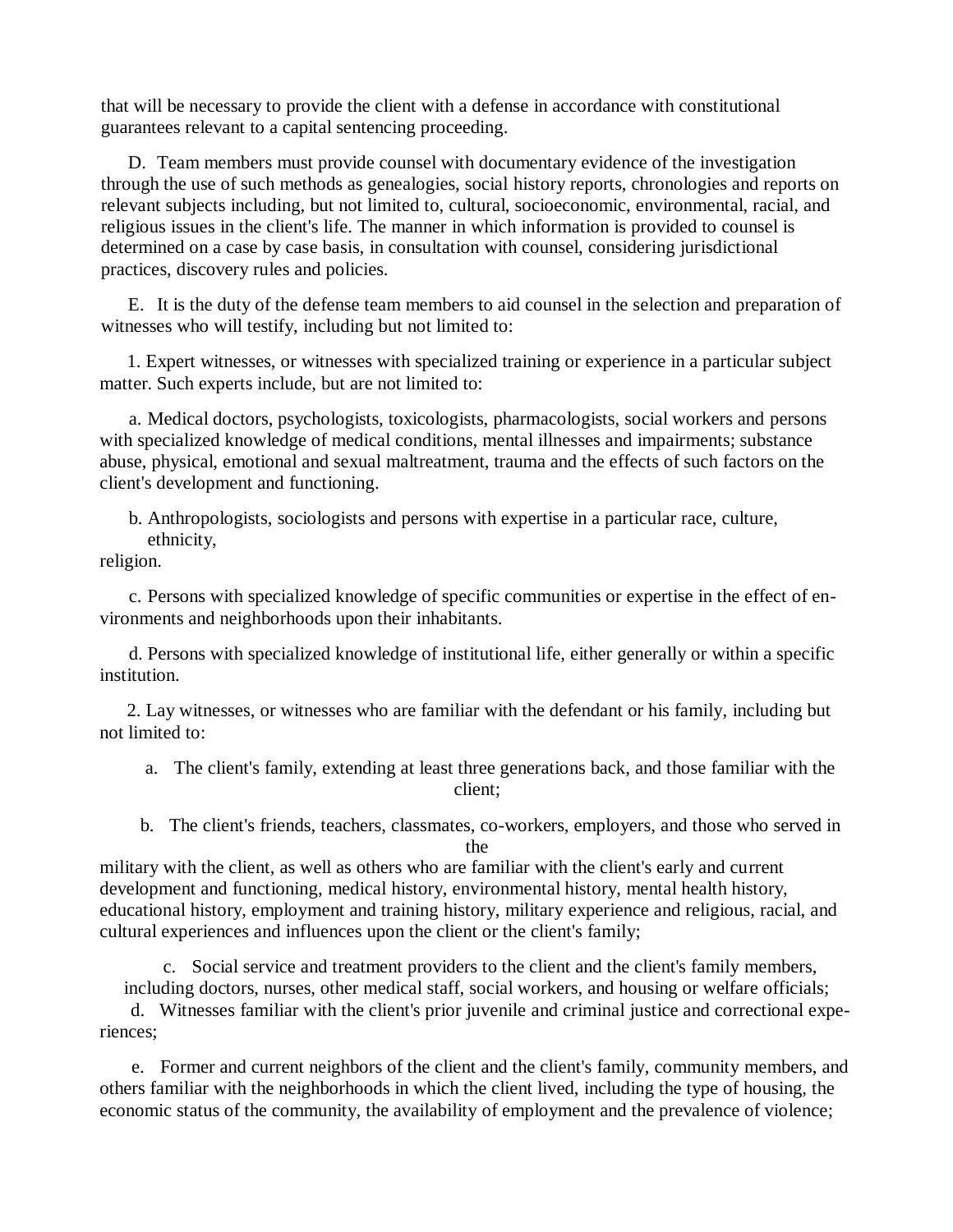that will be necessary to provide the client with a defense in accordance with constitutional guarantees relevant to a capital sentencing proceeding.

D. Team members must provide counsel with documentary evidence of the investigation through the use of such methods as genealogies, social history reports, chronologies and reports on relevant subjects including, but not limited to, cultural, socioeconomic, environmental, racial, and religious issues in the client's life. The manner in which information is provided to counsel is determined on a case by case basis, in consultation with counsel, considering jurisdictional practices, discovery rules and policies.

E. It is the duty of the defense team members to aid counsel in the selection and preparation of witnesses who will testify, including but not limited to:

1. Expert witnesses, or witnesses with specialized training or experience in a particular subject matter. Such experts include, but are not limited to:

a. Medical doctors, psychologists, toxicologists, pharmacologists, social workers and persons with specialized knowledge of medical conditions, mental illnesses and impairments; substance abuse, physical, emotional and sexual maltreatment, trauma and the effects of such factors on the client's development and functioning.

b. Anthropologists, sociologists and persons with expertise in a particular race, culture, ethnicity, religion.

c. Persons with specialized knowledge of specific communities or expertise in the effect of environments and neighborhoods upon their inhabitants.

d. Persons with specialized knowledge of institutional life, either generally or within a specific institution.

2. Lay witnesses, or witnesses who are familiar with the defendant or his family, including but not limited to:

a. The client's family, extending at least three generations back, and those familiar with the client;

b. The client's friends, teachers, classmates, co-workers, employers, and those who served in the military with the client, as well as others who are familiar with the client's early and current development and functioning, medical history, environmental history, mental health history, educational history, employment and training history, military experience and religious, racial, and cultural experiences and influences upon the client or the client's family;

c. Social service and treatment providers to the client and the client's family members, including doctors, nurses, other medical staff, social workers, and housing or welfare officials;

d. Witnesses familiar with the client's prior juvenile and criminal justice and correctional experiences;

e. Former and current neighbors of the client and the client's family, community members, and others familiar with the neighborhoods in which the client lived, including the type of housing, the economic status of the community, the availability of employment and the prevalence of violence;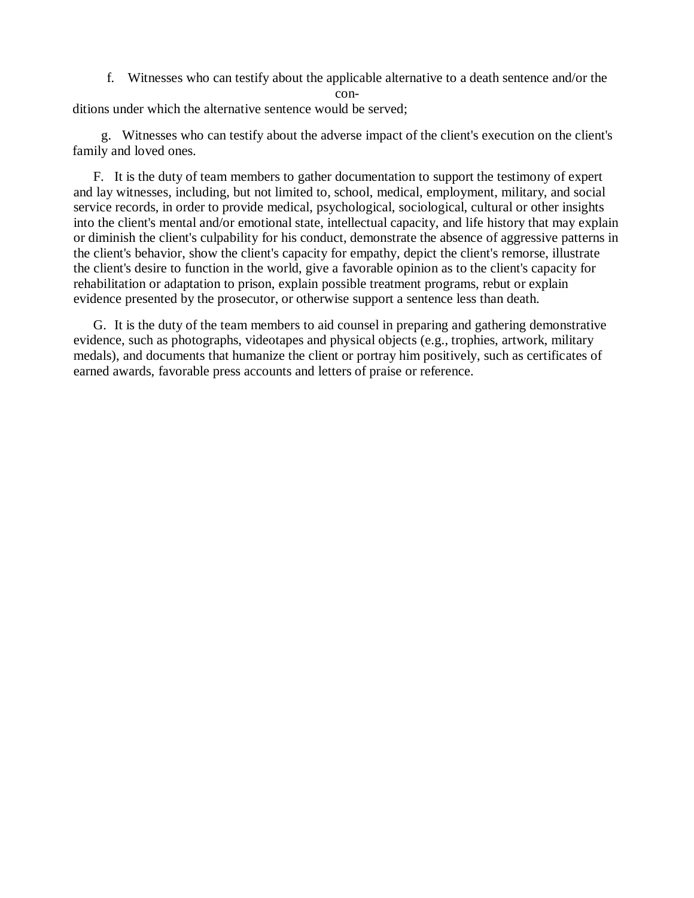f. Witnesses who can testify about the applicable alternative to a death sentence and/or the conditions under which the alternative sentence would be served;

g. Witnesses who can testify about the adverse impact of the client's execution on the client's family and loved ones.

F. It is the duty of team members to gather documentation to support the testimony of expert and lay witnesses, including, but not limited to, school, medical, employment, military, and social service records, in order to provide medical, psychological, sociological, cultural or other insights into the client's mental and/or emotional state, intellectual capacity, and life history that may explain or diminish the client's culpability for his conduct, demonstrate the absence of aggressive patterns in the client's behavior, show the client's capacity for empathy, depict the client's remorse, illustrate the client's desire to function in the world, give a favorable opinion as to the client's capacity for rehabilitation or adaptation to prison, explain possible treatment programs, rebut or explain evidence presented by the prosecutor, or otherwise support a sentence less than death.

G. It is the duty of the team members to aid counsel in preparing and gathering demonstrative evidence, such as photographs, videotapes and physical objects (e.g., trophies, artwork, military medals), and documents that humanize the client or portray him positively, such as certificates of earned awards, favorable press accounts and letters of praise or reference.